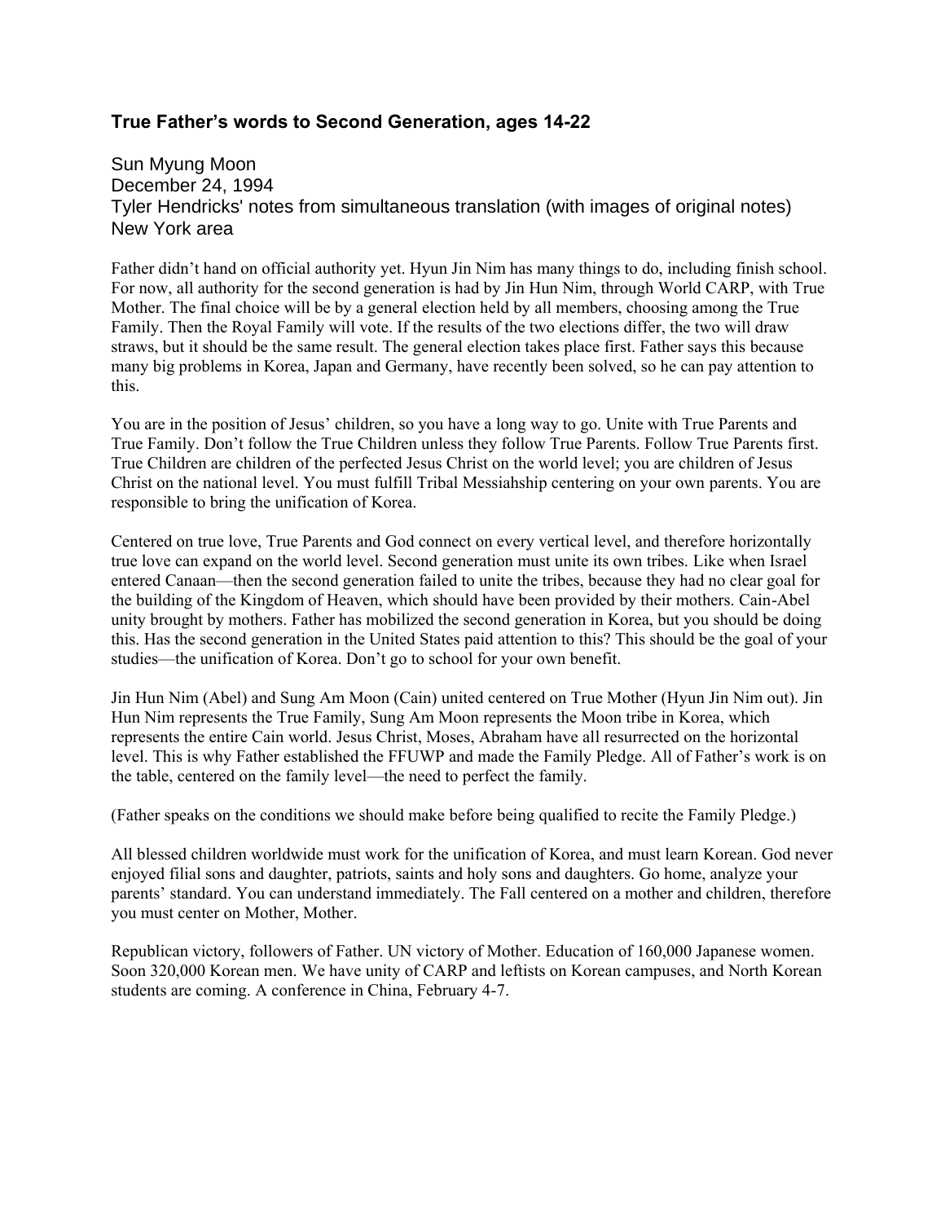### True Father's words to Second Generation, ages 14-22

Sun Myung Moon
December 24, 1994
Tyler Hendricks' notes from simultaneous translation (with images of original notes)
New York area

Father didn't hand on official authority yet. Hyun Jin Nim has many things to do, including finish school. For now, all authority for the second generation is had by Jin Hun Nim, through World CARP, with True Mother. The final choice will be by a general election held by all members, choosing among the True Family. Then the Royal Family will vote. If the results of the two elections differ, the two will draw straws, but it should be the same result. The general election takes place first. Father says this because many big problems in Korea, Japan and Germany, have recently been solved, so he can pay attention to this.

You are in the position of Jesus' children, so you have a long way to go. Unite with True Parents and True Family. Don't follow the True Children unless they follow True Parents. Follow True Parents first. True Children are children of the perfected Jesus Christ on the world level; you are children of Jesus Christ on the national level. You must fulfill Tribal Messiahship centering on your own parents. You are responsible to bring the unification of Korea.

Centered on true love, True Parents and God connect on every vertical level, and therefore horizontally true love can expand on the world level. Second generation must unite its own tribes. Like when Israel entered Canaan—then the second generation failed to unite the tribes, because they had no clear goal for the building of the Kingdom of Heaven, which should have been provided by their mothers. Cain-Abel unity brought by mothers. Father has mobilized the second generation in Korea, but you should be doing this. Has the second generation in the United States paid attention to this? This should be the goal of your studies—the unification of Korea. Don't go to school for your own benefit.

Jin Hun Nim (Abel) and Sung Am Moon (Cain) united centered on True Mother (Hyun Jin Nim out). Jin Hun Nim represents the True Family, Sung Am Moon represents the Moon tribe in Korea, which represents the entire Cain world. Jesus Christ, Moses, Abraham have all resurrected on the horizontal level. This is why Father established the FFUWP and made the Family Pledge. All of Father's work is on the table, centered on the family level—the need to perfect the family.

(Father speaks on the conditions we should make before being qualified to recite the Family Pledge.)

All blessed children worldwide must work for the unification of Korea, and must learn Korean. God never enjoyed filial sons and daughter, patriots, saints and holy sons and daughters. Go home, analyze your parents' standard. You can understand immediately. The Fall centered on a mother and children, therefore you must center on Mother, Mother.

Republican victory, followers of Father. UN victory of Mother. Education of 160,000 Japanese women. Soon 320,000 Korean men. We have unity of CARP and leftists on Korean campuses, and North Korean students are coming. A conference in China, February 4-7.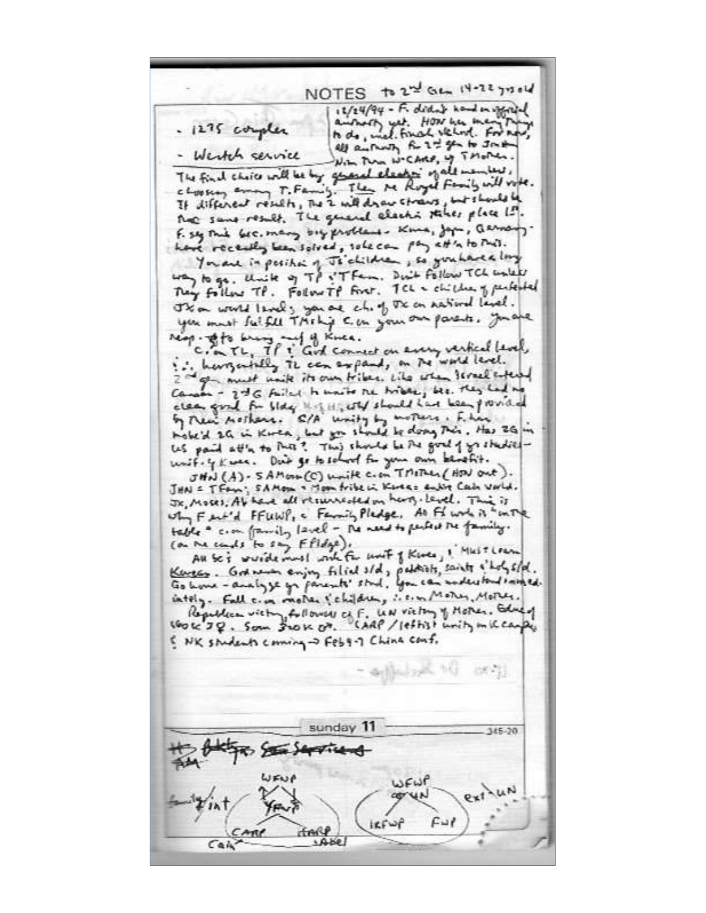NOTES to 2nd Gen 14-22 yrs old

- 1275 couples
- Weutch service

12/24/94 - F. didn't hand on official authority yet. HOW has many things to do, incl. final verdict. For now, all authority for 2nd gen to Jin Hun Nim thru W-CARP, of T.Mother.

The final choice will be by general election of all members, choosing among T. Family. Then the Royal Family will vote. If different results, the 2 will draw straws, but should be the same result. The general election takes place 1st. F. say this bec. many big problems - Korea, Japan, Germany - have recently been solved, so he can pay att'n to this.

You are in position of Jr children, so you have a long way to go. Unite of TP & T Fam. Don't follow TCh unless they follow TP. Follow TP first. TCh = children of perfected JX on world level; you are ch. of JX on national level. You must fulfill TMship c.in your own parents. You are resp. to bring unif of Korea.

C. in TL, TP & God connect on every vertical level, ∴ horizontally TL can expand, on the world level. 2nd gen must unite its own tribes. Like when Israel entered Canaan - 2nd G failed to unite the tribes, bec. they had no clear goal for 1 day. ..... should have been provided by their mothers. S/A unity by mothers. F. has mobe'd 2G in Korea, but you should be doing this. Has 2G in US paid att'n to this? This should be the goal of yr studies - unif. of Korea. Don't go to school for your own benefit.

JHN (A) - SAMom (C) unite c.in TMother (HON out).
JHN = TFam; SAMom = Moon tribe in Korea = entire Cain world. JX, Moses, Ab have all resurrected on horiz. level. This is why F est'd FFUWP, c Family Pledge. As F. woke it "in the table" c.in family level - the need to perfect the family. (on the cards to say FPldge).

All 2G's worldwide must work for unif of Korea, & must learn Korean. God never enjoy filial s/d, patriots, saints & holy s/d. Go home - analyze yr parents' stnd. You can understand immediately. Fall c.in mother & children, ∴ c.in Mother, Mother.

Republican victory follows c.of F. UN victory of Mother. Educ of 450K JP. Soon 3.6 K or. CARP / leftist unity in K campus & NK students coming → Feb 4-7 China conf.

---

sunday 11

~~HS Bldg pr. Sun Services~~
~~Fam~~

WFWP

family / int

YFWP

CARP — CARP

Cain — Abel

WFWP

co UN

ext UN

IRFWP — FWP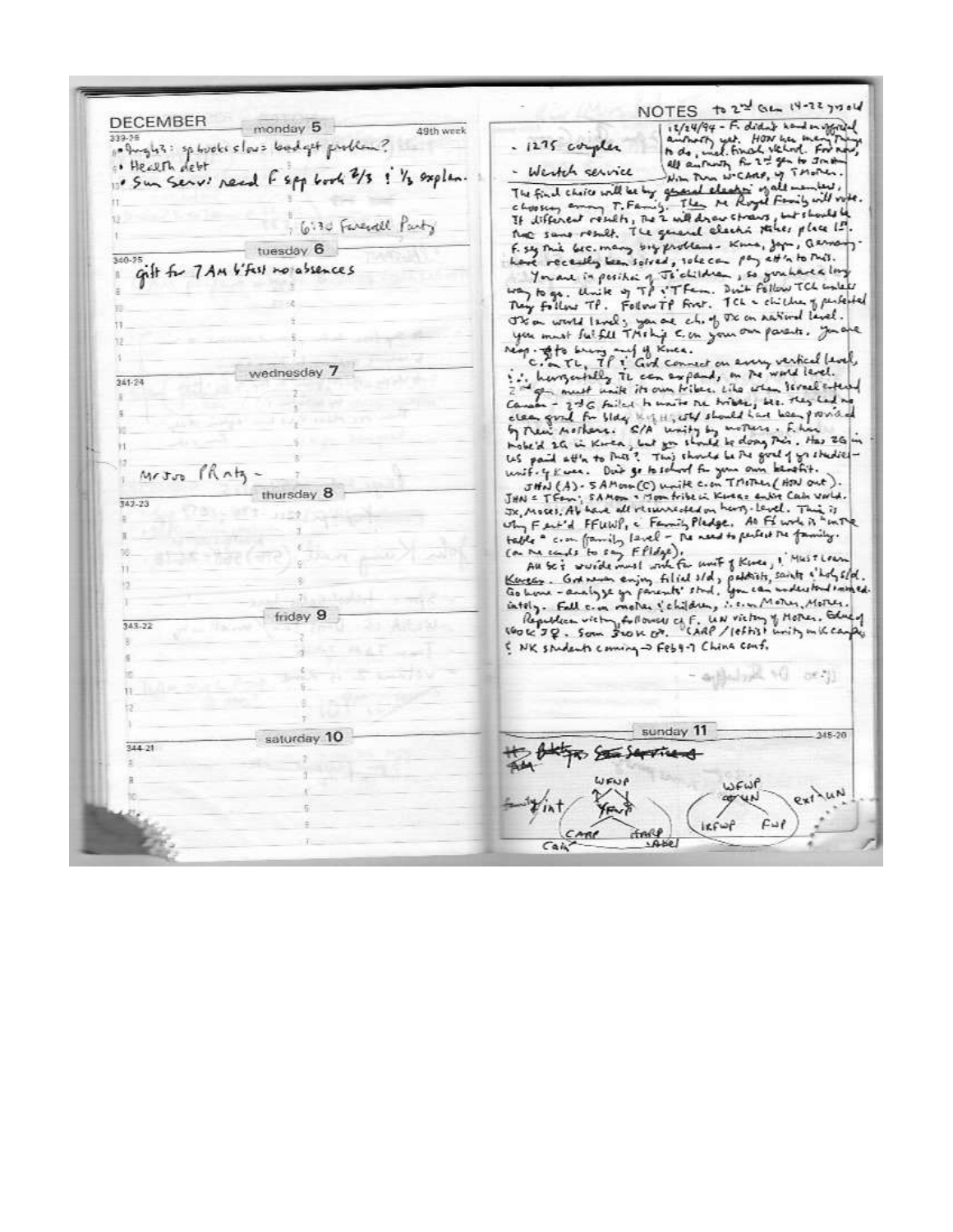## DECEMBER

### monday 5
339-26

- 9 Ungh3: sp books slows budget problem?
- 10 Health debt
- 10 Sun Serv: need F spp book 2/3 & 1/3 explan.
- 6:30 Farewell Party

### tuesday 6
340-25

- gift for 7AM b'fast no absences

### wednesday 7
341-24

- Mr Joo PRntg -

### thursday 8
342-23

### friday 9
343-22

### saturday 10
344-21

## NOTES

to 2nd Gen 14-22 yrs old

- 1275 couples
- Wash service

12/24/94 - F. didn't hand over official authority yet. HOW has many things to do, incl. final victory. For now, all authority for 2nd gen to Jin Hun Than w/CARP, by T Mother.

The final choice will be by general election of all members, choosing among T. Family. Then the Royal Family will vote. If different results, the 2 will draw straws, but should be the same result. The general election takes place 1st. F. sez this bec. many big problems - Korea, Japan, Germany - have recently been solved, so he can pay att'n to this.

You are in position of Ts' children, so you have a long way to go. Unite w/ TP & T Fam. Don't follow TCh unless they follow TP. Follow TP first. TCh = children of perfected TPs on world level; you are ch. of TPs on national level. You must fulfill TMship c. on your own parents. You are resp. to bring unif of Korea.

C. on TL, TP & God connect on every vertical level, ∴ horizontally TL can expand, on the world level. 2nd gen must unite its own tribes. Like when Israel entered Canaan - 2nd G failed to unite the tribes, bec. they had no cleanground for bldg. ... should have been provided by their mothers. C/A unity by mothers. F. has mobe'd 2G in Korea, but you should be doing this. Has 2G in US paid att'n to this? This should be the goal of yr studies - unif. of Korea. Don't go to school for your own benefit.

JHN (A) - S AMom (C) unite c. on TMother (HOW out).
JHN = TFam; SAMom = Mom tribe in Korea & entire Cain world. Jx, Moses, Ab have all resurrected on hery. level. This is why F est'd FFUWP, & Family Pledge. As F's work is "on the table" c. on family level - the need to perfect the family. (on the cards to say FPldge).

All sc's worldwide must work for unif of Korea, & Must Learn Korean. Grdmom enjoy filial s/d, patriots, saints & holy s/d. Go home - analyze yr parents' stnd. You can understand immediately. Fall c. on mother & children, i.e. c. on Mother, Mother.

Republican victory, followers of F. UN victory of Mother. Educ of 460K JP. Som 300K or. CARP / leftist unity in K campus & NK students coming → Feb 4-7 China conf.

### sunday 11
345-20

- ~~Sun Services~~

WFWP — Family/int — YFWP — CARP — HSA — Cain — Abel

WFWP & UN — ext'l UN — IRFWP — FWP